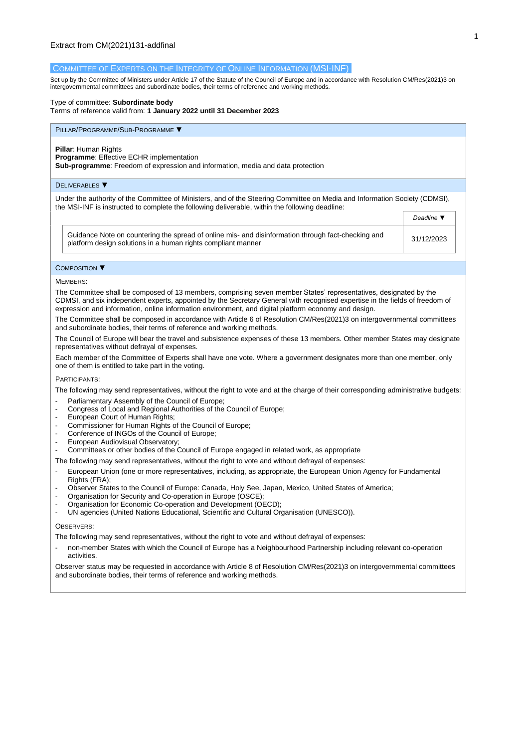Extract from CM(2021)131-addfinal

# Committee of Experts on the Integrity of Online Information (MSI-INF)

Set up by the Committee of Ministers under Article 17 of the Statute of the Council of Europe and in accordance with Resolution CM/Res(2021)3 on intergovernmental committees and subordinate bodies, their terms of reference and working methods.

Type of committee: **Subordinate body**

Terms of reference valid from: **1 January 2022 until 31 December 2023**

## Pillar/Programme/Sub-Programme ▼

**Pillar**: Human Rights

**Programme**: Effective ECHR implementation

**Sub-programme**: Freedom of expression and information, media and data protection

## Deliverables ▼

Under the authority of the Committee of Ministers, and of the Steering Committee on Media and Information Society (CDMSI), the MSI-INF is instructed to complete the following deliverable, within the following deadline:

| | *Deadline* ▼ |
|---|---|
| Guidance Note on countering the spread of online mis- and disinformation through fact-checking and platform design solutions in a human rights compliant manner | 31/12/2023 |

## Composition ▼

### Members:

The Committee shall be composed of 13 members, comprising seven member States' representatives, designated by the CDMSI, and six independent experts, appointed by the Secretary General with recognised expertise in the fields of freedom of expression and information, online information environment, and digital platform economy and design.

The Committee shall be composed in accordance with Article 6 of Resolution CM/Res(2021)3 on intergovernmental committees and subordinate bodies, their terms of reference and working methods.

The Council of Europe will bear the travel and subsistence expenses of these 13 members. Other member States may designate representatives without defray of expenses.

Each member of the Committee of Experts shall have one vote. Where a government designates more than one member, only one of them is entitled to take part in the voting.

### Participants:

The following may send representatives, without the right to vote and at the charge of their corresponding administrative budgets:

- Parliamentary Assembly of the Council of Europe;
- Congress of Local and Regional Authorities of the Council of Europe;
- European Court of Human Rights;
- Commissioner for Human Rights of the Council of Europe;
- Conference of INGOs of the Council of Europe;
- European Audiovisual Observatory;
- Committees or other bodies of the Council of Europe engaged in related work, as appropriate

The following may send representatives, without the right to vote and without defray of expenses:

- European Union (one or more representatives, including, as appropriate, the European Union Agency for Fundamental Rights (FRA);
- Observer States to the Council of Europe: Canada, Holy See, Japan, Mexico, United States of America;
- Organisation for Security and Co-operation in Europe (OSCE);
- Organisation for Economic Co-operation and Development (OECD);
- UN agencies (United Nations Educational, Scientific and Cultural Organisation (UNESCO)).

### Observers:

The following may send representatives, without the right to vote and without defray of expenses:

- non-member States with which the Council of Europe has a Neighbourhood Partnership including relevant co-operation activities.

Observer status may be requested in accordance with Article 8 of Resolution CM/Res(2021)3 on intergovernmental committees and subordinate bodies, their terms of reference and working methods.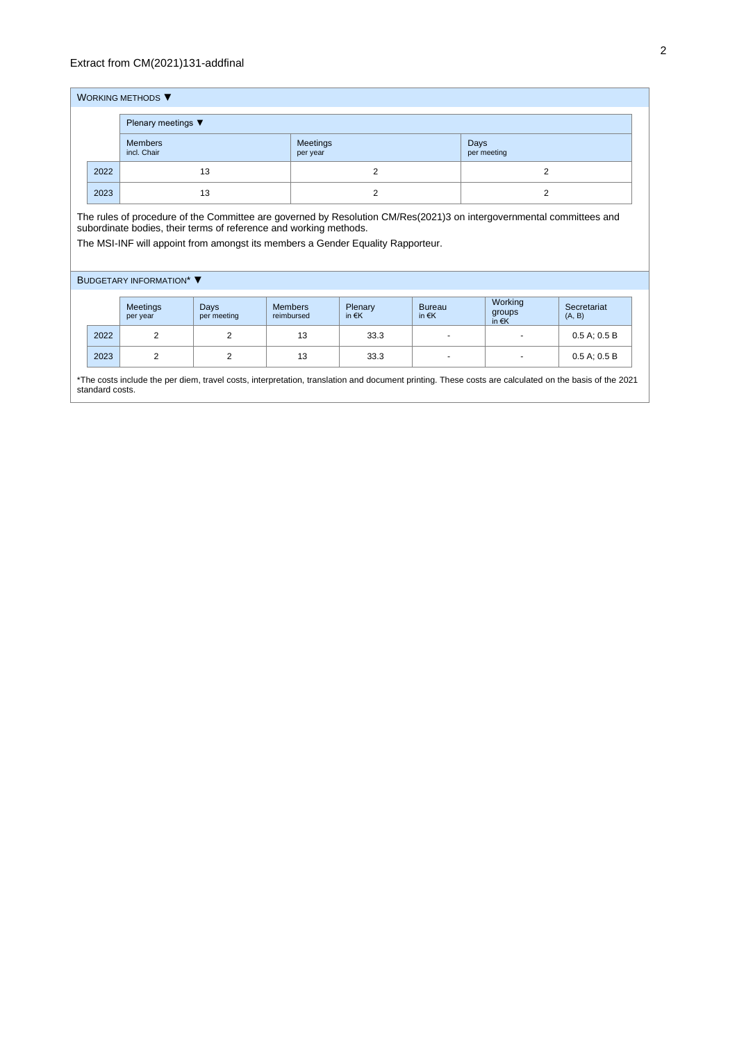Extract from CM(2021)131-addfinal

## WORKING METHODS ▼

### Plenary meetings ▼

| | Members incl. Chair | Meetings per year | Days per meeting |
|---|---|---|---|
| 2022 | 13 | 2 | 2 |
| 2023 | 13 | 2 | 2 |

The rules of procedure of the Committee are governed by Resolution CM/Res(2021)3 on intergovernmental committees and subordinate bodies, their terms of reference and working methods.

The MSI-INF will appoint from amongst its members a Gender Equality Rapporteur.

## BUDGETARY INFORMATION* ▼

| | Meetings per year | Days per meeting | Members reimbursed | Plenary in €K | Bureau in €K | Working groups in €K | Secretariat (A, B) |
|---|---|---|---|---|---|---|---|
| 2022 | 2 | 2 | 13 | 33.3 | - | - | 0.5 A; 0.5 B |
| 2023 | 2 | 2 | 13 | 33.3 | - | - | 0.5 A; 0.5 B |

*The costs include the per diem, travel costs, interpretation, translation and document printing. These costs are calculated on the basis of the 2021 standard costs.